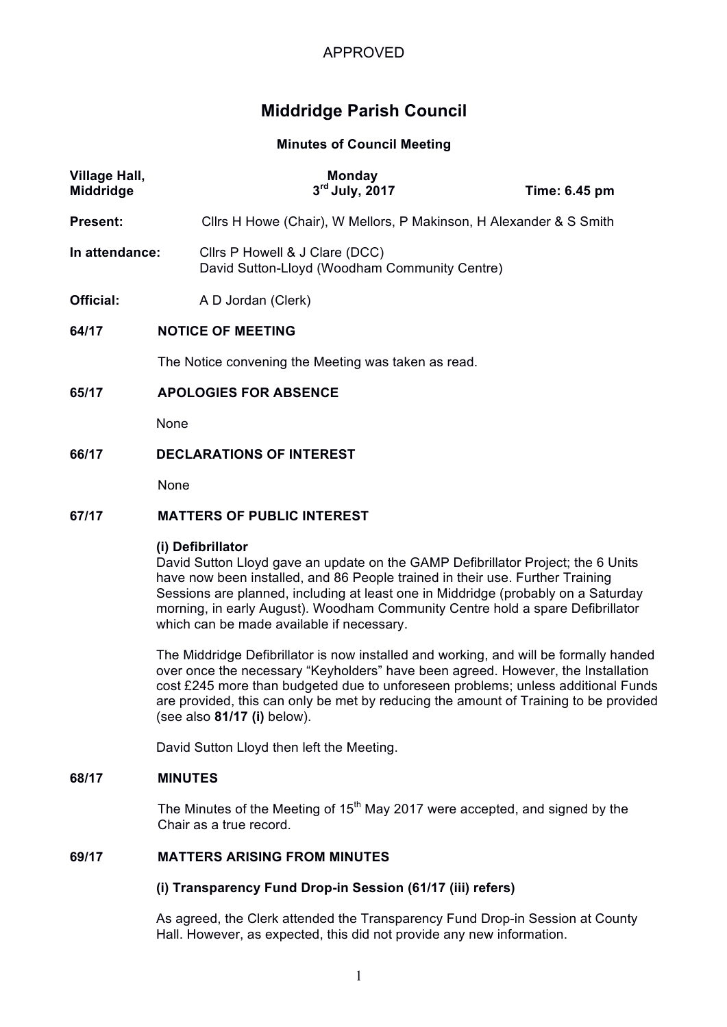APPROVED

# Middridge Parish Council

## Minutes of Council Meeting

**Village Hall, Middridge** — **Monday 3rd July, 2017** — **Time: 6.45 pm**

**Present:** Cllrs H Howe (Chair), W Mellors, P Makinson, H Alexander & S Smith

**In attendance:** Cllrs P Howell & J Clare (DCC)
David Sutton-Lloyd (Woodham Community Centre)

**Official:** A D Jordan (Clerk)

### 64/17 NOTICE OF MEETING

The Notice convening the Meeting was taken as read.

### 65/17 APOLOGIES FOR ABSENCE

None

### 66/17 DECLARATIONS OF INTEREST

None

### 67/17 MATTERS OF PUBLIC INTEREST

**(i) Defibrillator**

David Sutton Lloyd gave an update on the GAMP Defibrillator Project; the 6 Units have now been installed, and 86 People trained in their use. Further Training Sessions are planned, including at least one in Middridge (probably on a Saturday morning, in early August). Woodham Community Centre hold a spare Defibrillator which can be made available if necessary.

The Middridge Defibrillator is now installed and working, and will be formally handed over once the necessary "Keyholders" have been agreed. However, the Installation cost £245 more than budgeted due to unforeseen problems; unless additional Funds are provided, this can only be met by reducing the amount of Training to be provided (see also **81/17 (i)** below).

David Sutton Lloyd then left the Meeting.

### 68/17 MINUTES

The Minutes of the Meeting of 15th May 2017 were accepted, and signed by the Chair as a true record.

### 69/17 MATTERS ARISING FROM MINUTES

**(i) Transparency Fund Drop-in Session (61/17 (iii) refers)**

As agreed, the Clerk attended the Transparency Fund Drop-in Session at County Hall. However, as expected, this did not provide any new information.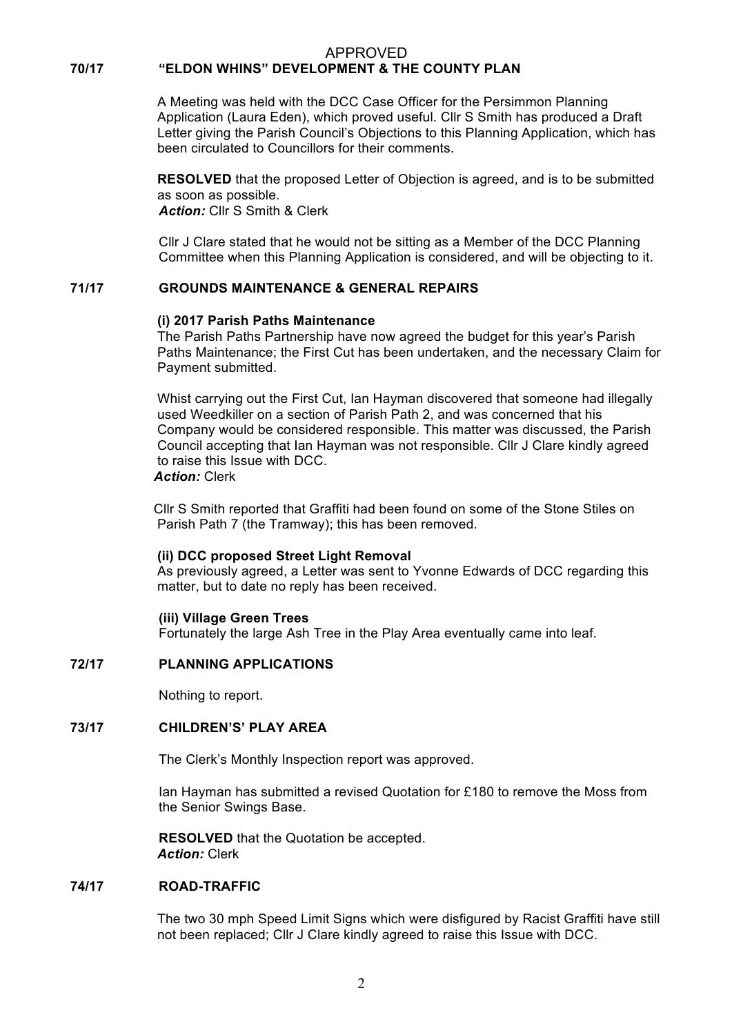APPROVED

## 70/17 "ELDON WHINS" DEVELOPMENT & THE COUNTY PLAN

A Meeting was held with the DCC Case Officer for the Persimmon Planning Application (Laura Eden), which proved useful. Cllr S Smith has produced a Draft Letter giving the Parish Council's Objections to this Planning Application, which has been circulated to Councillors for their comments.

**RESOLVED** that the proposed Letter of Objection is agreed, and is to be submitted as soon as possible.
***Action:*** Cllr S Smith & Clerk

Cllr J Clare stated that he would not be sitting as a Member of the DCC Planning Committee when this Planning Application is considered, and will be objecting to it.

## 71/17 GROUNDS MAINTENANCE & GENERAL REPAIRS

### (i) 2017 Parish Paths Maintenance

The Parish Paths Partnership have now agreed the budget for this year's Parish Paths Maintenance; the First Cut has been undertaken, and the necessary Claim for Payment submitted.

Whist carrying out the First Cut, Ian Hayman discovered that someone had illegally used Weedkiller on a section of Parish Path 2, and was concerned that his Company would be considered responsible. This matter was discussed, the Parish Council accepting that Ian Hayman was not responsible. Cllr J Clare kindly agreed to raise this Issue with DCC.
***Action:*** Clerk

Cllr S Smith reported that Graffiti had been found on some of the Stone Stiles on Parish Path 7 (the Tramway); this has been removed.

### (ii) DCC proposed Street Light Removal

As previously agreed, a Letter was sent to Yvonne Edwards of DCC regarding this matter, but to date no reply has been received.

### (iii) Village Green Trees

Fortunately the large Ash Tree in the Play Area eventually came into leaf.

## 72/17 PLANNING APPLICATIONS

Nothing to report.

## 73/17 CHILDRENS' PLAY AREA

The Clerk's Monthly Inspection report was approved.

Ian Hayman has submitted a revised Quotation for £180 to remove the Moss from the Senior Swings Base.

**RESOLVED** that the Quotation be accepted.
***Action:*** Clerk

## 74/17 ROAD-TRAFFIC

The two 30 mph Speed Limit Signs which were disfigured by Racist Graffiti have still not been replaced; Cllr J Clare kindly agreed to raise this Issue with DCC.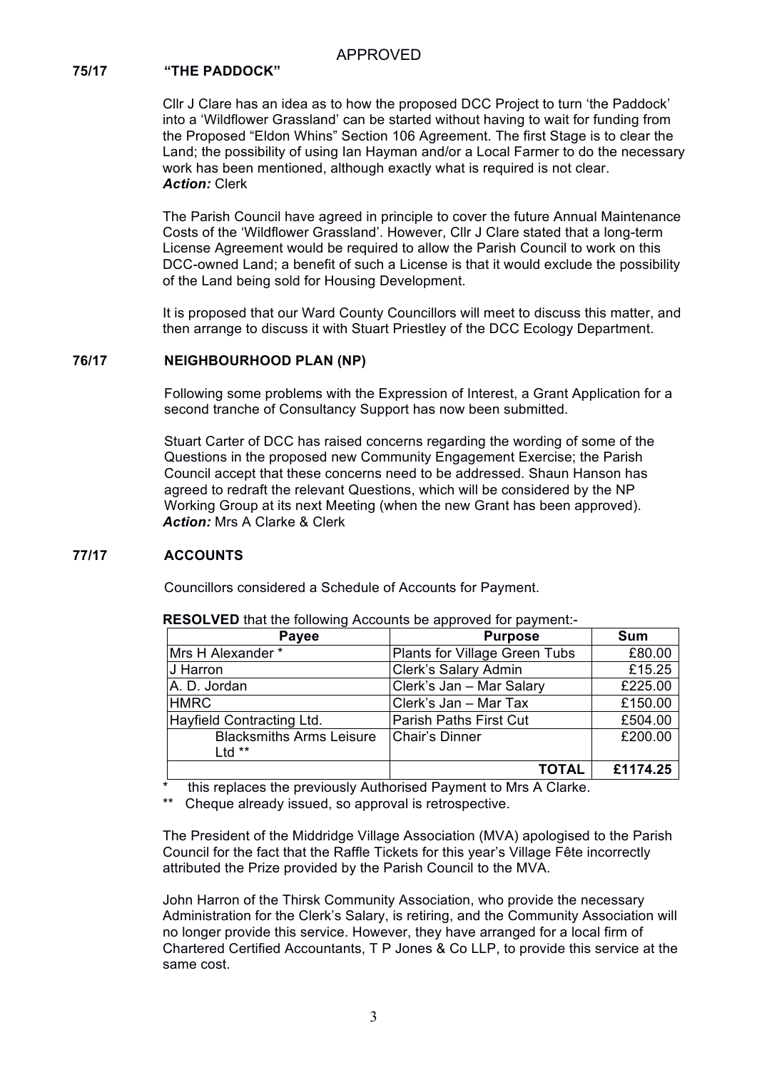APPROVED

## 75/17 "THE PADDOCK"

Cllr J Clare has an idea as to how the proposed DCC Project to turn 'the Paddock' into a 'Wildflower Grassland' can be started without having to wait for funding from the Proposed "Eldon Whins" Section 106 Agreement. The first Stage is to clear the Land; the possibility of using Ian Hayman and/or a Local Farmer to do the necessary work has been mentioned, although exactly what is required is not clear.
***Action:*** Clerk

The Parish Council have agreed in principle to cover the future Annual Maintenance Costs of the 'Wildflower Grassland'. However, Cllr J Clare stated that a long-term License Agreement would be required to allow the Parish Council to work on this DCC-owned Land; a benefit of such a License is that it would exclude the possibility of the Land being sold for Housing Development.

It is proposed that our Ward County Councillors will meet to discuss this matter, and then arrange to discuss it with Stuart Priestley of the DCC Ecology Department.

## 76/17 NEIGHBOURHOOD PLAN (NP)

Following some problems with the Expression of Interest, a Grant Application for a second tranche of Consultancy Support has now been submitted.

Stuart Carter of DCC has raised concerns regarding the wording of some of the Questions in the proposed new Community Engagement Exercise; the Parish Council accept that these concerns need to be addressed. Shaun Hanson has agreed to redraft the relevant Questions, which will be considered by the NP Working Group at its next Meeting (when the new Grant has been approved).
***Action:*** Mrs A Clarke & Clerk

## 77/17 ACCOUNTS

Councillors considered a Schedule of Accounts for Payment.

**RESOLVED** that the following Accounts be approved for payment:-

| Payee | Purpose | Sum |
|---|---|---|
| Mrs H Alexander * | Plants for Village Green Tubs | £80.00 |
| J Harron | Clerk's Salary Admin | £15.25 |
| A. D. Jordan | Clerk's Jan – Mar Salary | £225.00 |
| HMRC | Clerk's Jan – Mar Tax | £150.00 |
| Hayfield Contracting Ltd. | Parish Paths First Cut | £504.00 |
| Blacksmiths Arms Leisure Ltd ** | Chair's Dinner | £200.00 |
| | **TOTAL** | **£1174.25** |

\* this replaces the previously Authorised Payment to Mrs A Clarke.

** Cheque already issued, so approval is retrospective.

The President of the Middridge Village Association (MVA) apologised to the Parish Council for the fact that the Raffle Tickets for this year's Village Fête incorrectly attributed the Prize provided by the Parish Council to the MVA.

John Harron of the Thirsk Community Association, who provide the necessary Administration for the Clerk's Salary, is retiring, and the Community Association will no longer provide this service. However, they have arranged for a local firm of Chartered Certified Accountants, T P Jones & Co LLP, to provide this service at the same cost.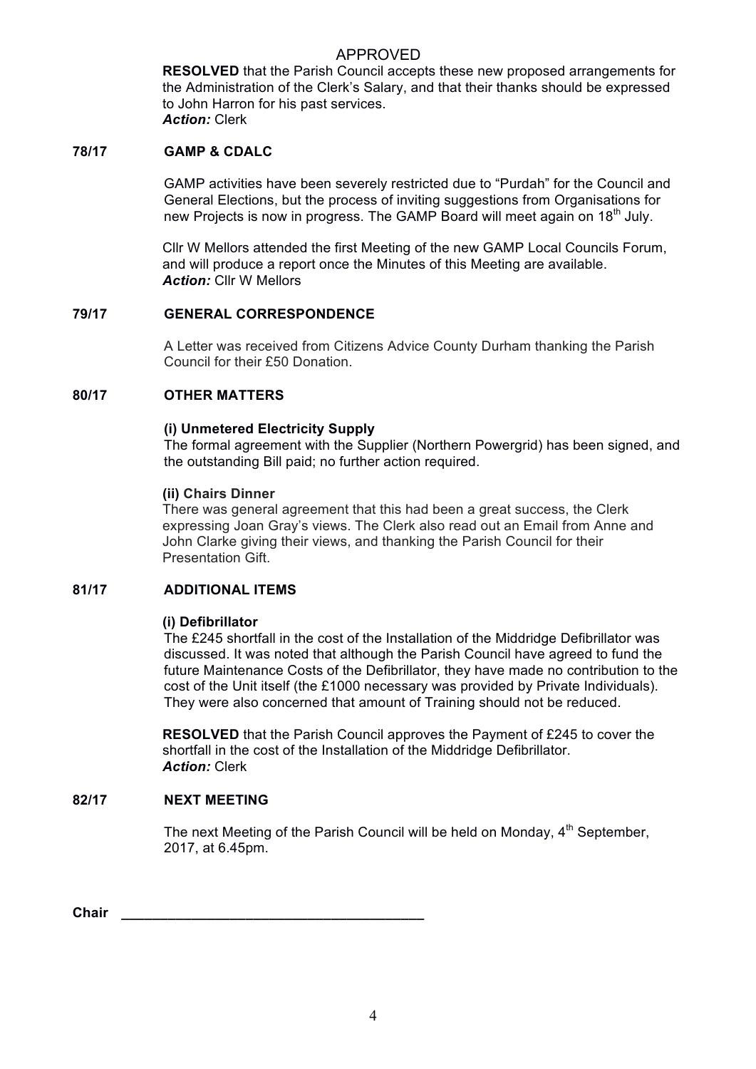APPROVED

**RESOLVED** that the Parish Council accepts these new proposed arrangements for the Administration of the Clerk's Salary, and that their thanks should be expressed to John Harron for his past services.
***Action:*** Clerk

**78/17 GAMP & CDALC**

GAMP activities have been severely restricted due to "Purdah" for the Council and General Elections, but the process of inviting suggestions from Organisations for new Projects is now in progress. The GAMP Board will meet again on 18th July.

Cllr W Mellors attended the first Meeting of the new GAMP Local Councils Forum, and will produce a report once the Minutes of this Meeting are available.
***Action:*** Cllr W Mellors

**79/17 GENERAL CORRESPONDENCE**

A Letter was received from Citizens Advice County Durham thanking the Parish Council for their £50 Donation.

**80/17 OTHER MATTERS**

**(i) Unmetered Electricity Supply**
The formal agreement with the Supplier (Northern Powergrid) has been signed, and the outstanding Bill paid; no further action required.

**(ii) Chairs Dinner**
There was general agreement that this had been a great success, the Clerk expressing Joan Gray's views. The Clerk also read out an Email from Anne and John Clarke giving their views, and thanking the Parish Council for their Presentation Gift.

**81/17 ADDITIONAL ITEMS**

**(i) Defibrillator**
The £245 shortfall in the cost of the Installation of the Middridge Defibrillator was discussed. It was noted that although the Parish Council have agreed to fund the future Maintenance Costs of the Defibrillator, they have made no contribution to the cost of the Unit itself (the £1000 necessary was provided by Private Individuals). They were also concerned that amount of Training should not be reduced.

**RESOLVED** that the Parish Council approves the Payment of £245 to cover the shortfall in the cost of the Installation of the Middridge Defibrillator.
***Action:*** Clerk

**82/17 NEXT MEETING**

The next Meeting of the Parish Council will be held on Monday, 4th September, 2017, at 6.45pm.

**Chair** ________________________________________